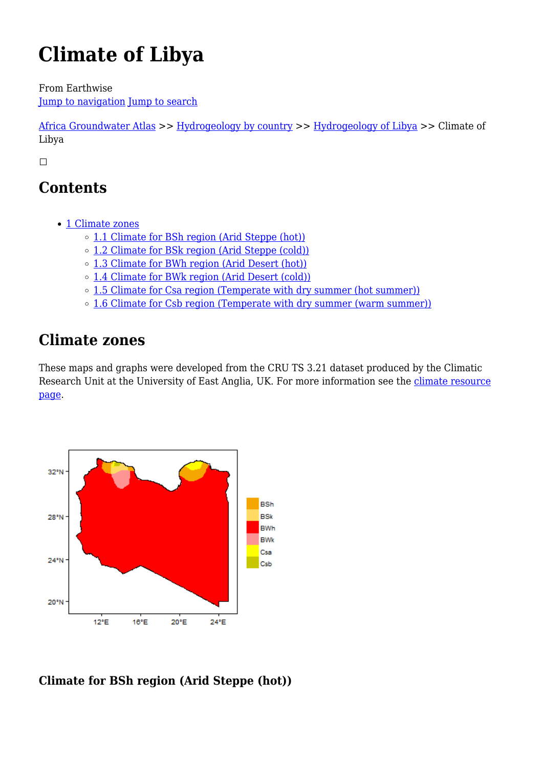# Climate of Libya

From Earthwise
Jump to navigation Jump to search

Africa Groundwater Atlas >> Hydrogeology by country >> Hydrogeology of Libya >> Climate of Libya

## Contents

- 1 Climate zones
  - 1.1 Climate for BSh region (Arid Steppe (hot))
  - 1.2 Climate for BSk region (Arid Steppe (cold))
  - 1.3 Climate for BWh region (Arid Desert (hot))
  - 1.4 Climate for BWk region (Arid Desert (cold))
  - 1.5 Climate for Csa region (Temperate with dry summer (hot summer))
  - 1.6 Climate for Csb region (Temperate with dry summer (warm summer))

## Climate zones

These maps and graphs were developed from the CRU TS 3.21 dataset produced by the Climatic Research Unit at the University of East Anglia, UK. For more information see the climate resource page.

### Climate for BSh region (Arid Steppe (hot))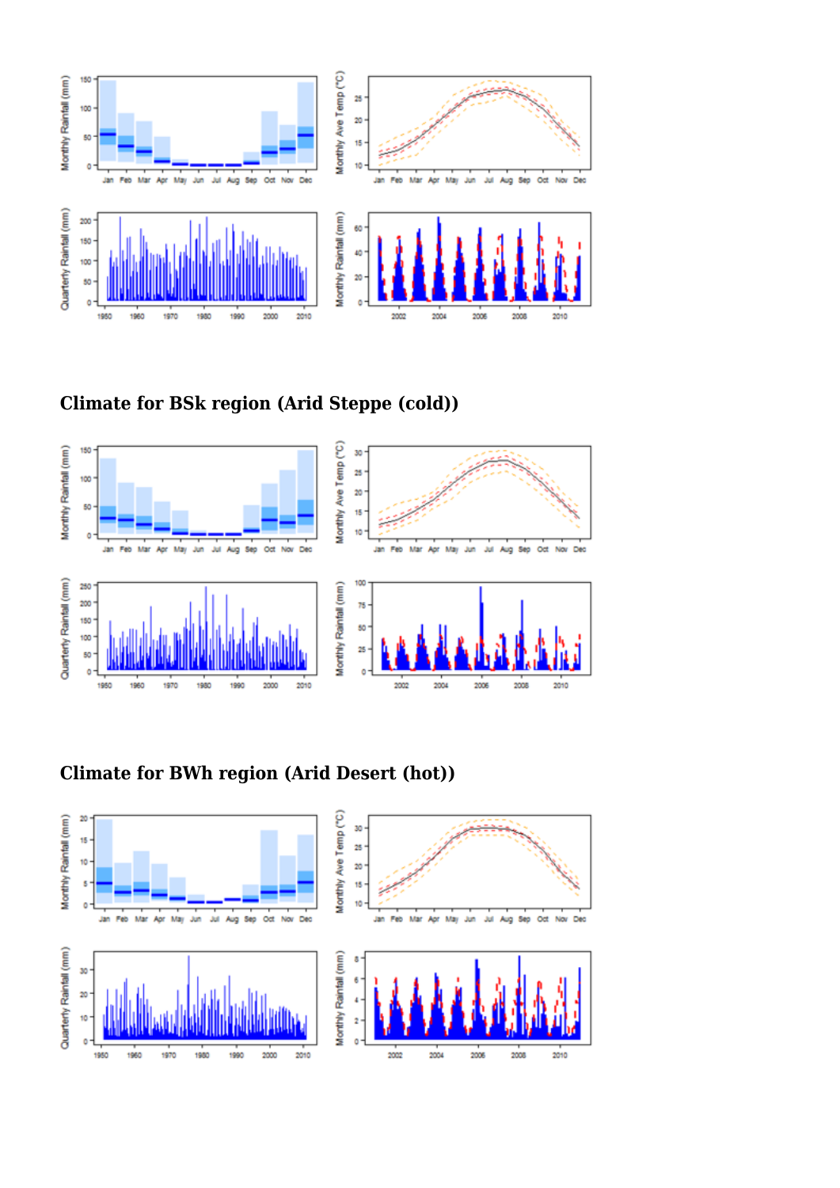## Climate for BSk region (Arid Steppe (cold))

## Climate for BWh region (Arid Desert (hot))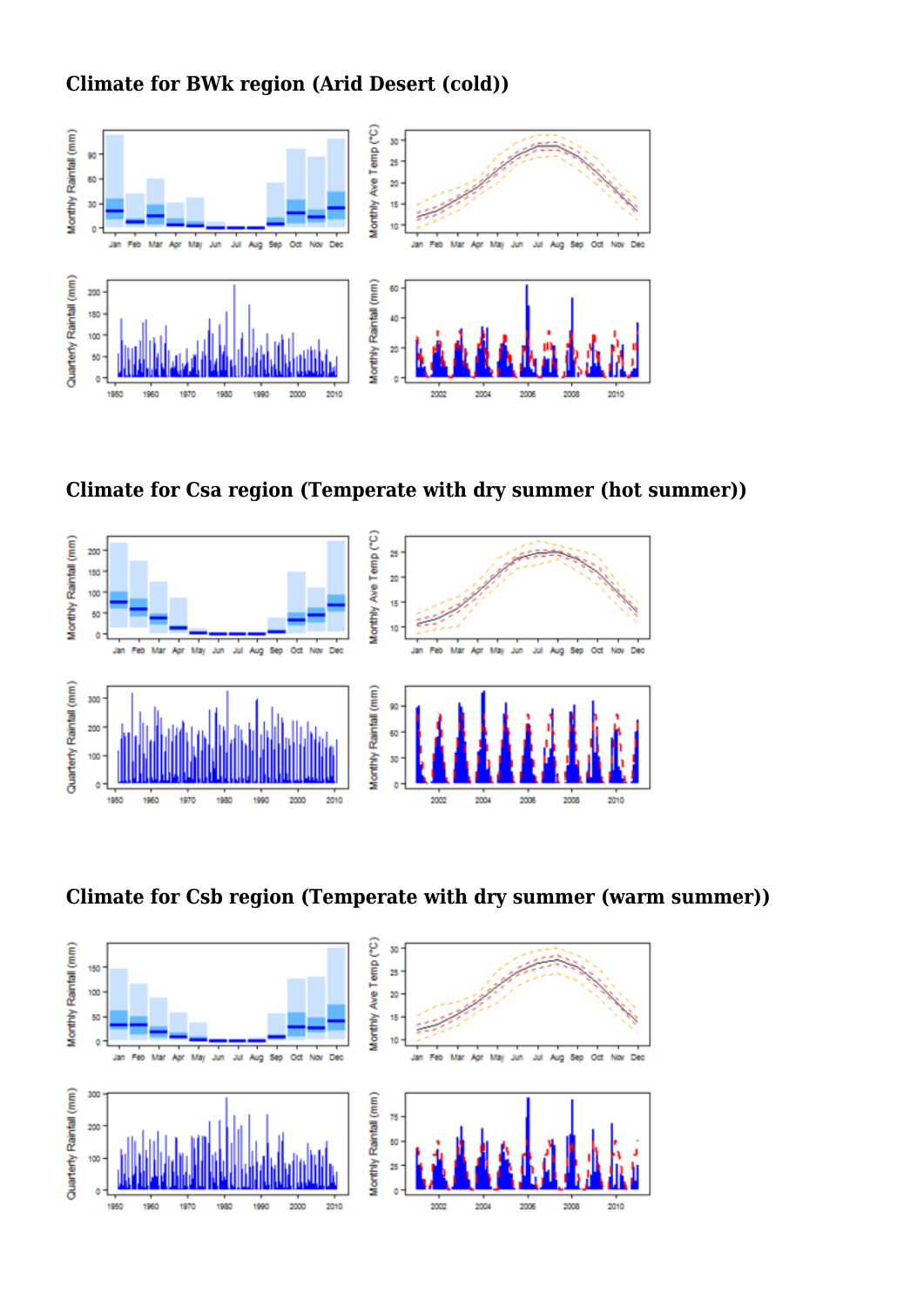### Climate for BWk region (Arid Desert (cold))

### Climate for Csa region (Temperate with dry summer (hot summer))

### Climate for Csb region (Temperate with dry summer (warm summer))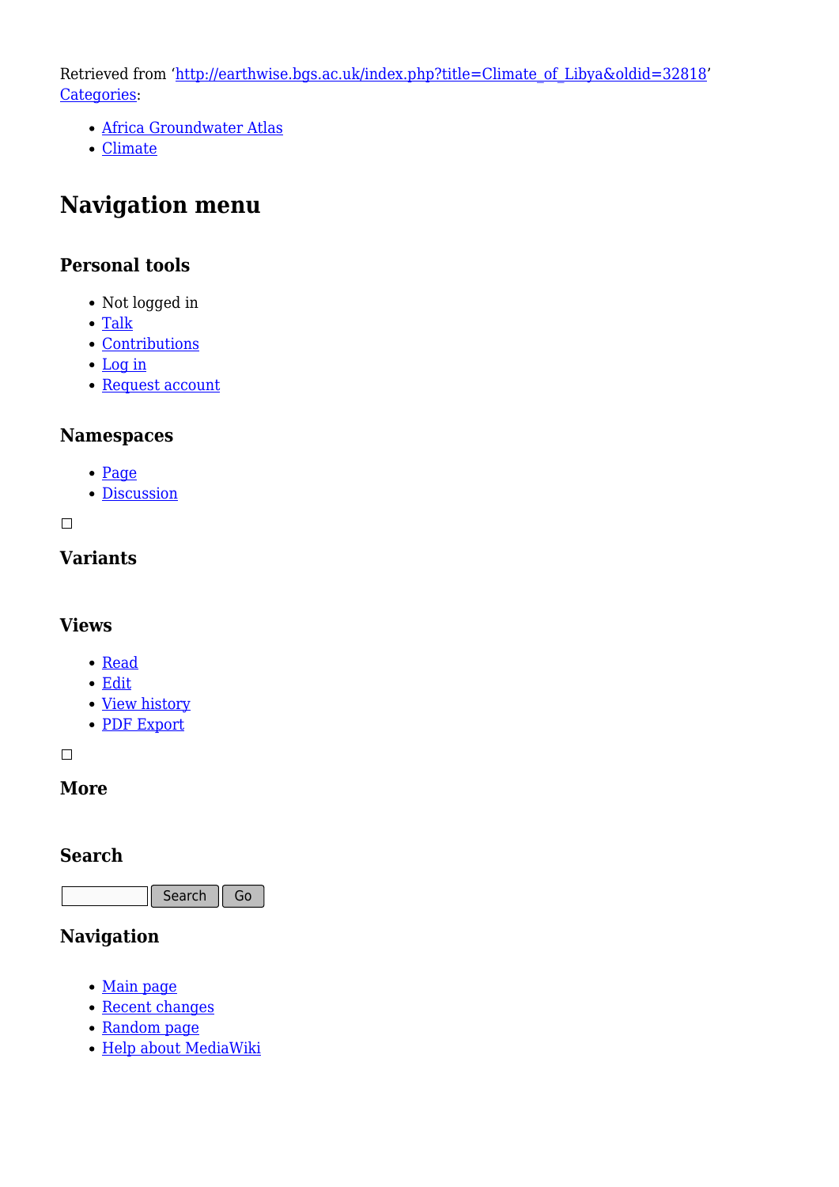Retrieved from 'http://earthwise.bgs.ac.uk/index.php?title=Climate_of_Libya&oldid=32818'
Categories:

- Africa Groundwater Atlas
- Climate

# Navigation menu

## Personal tools

- Not logged in
- Talk
- Contributions
- Log in
- Request account

## Namespaces

- Page
- Discussion

## Variants

## Views

- Read
- Edit
- View history
- PDF Export

## More

## Search

Search Go

## Navigation

- Main page
- Recent changes
- Random page
- Help about MediaWiki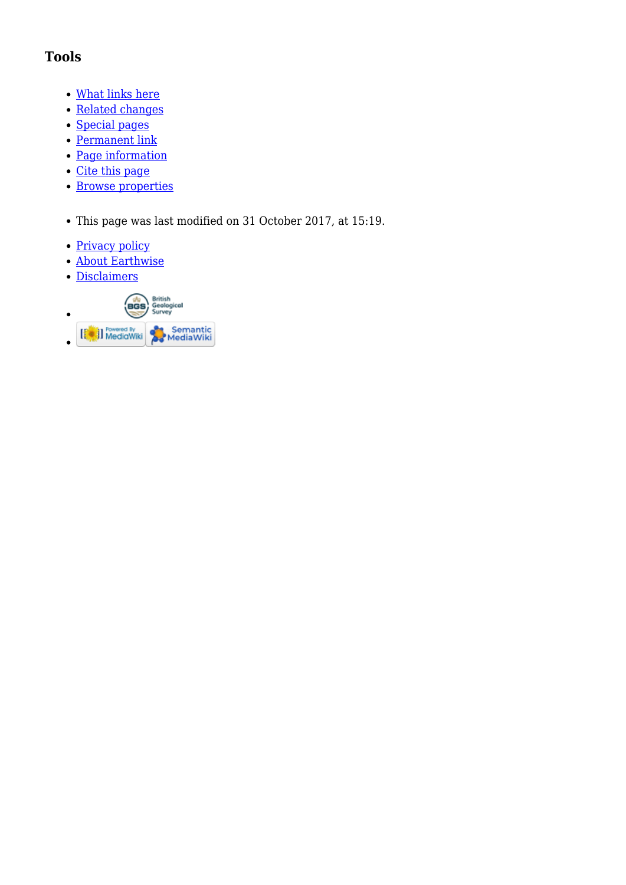## Tools

- What links here
- Related changes
- Special pages
- Permanent link
- Page information
- Cite this page
- Browse properties

- This page was last modified on 31 October 2017, at 15:19.

- Privacy policy
- About Earthwise
- Disclaimers